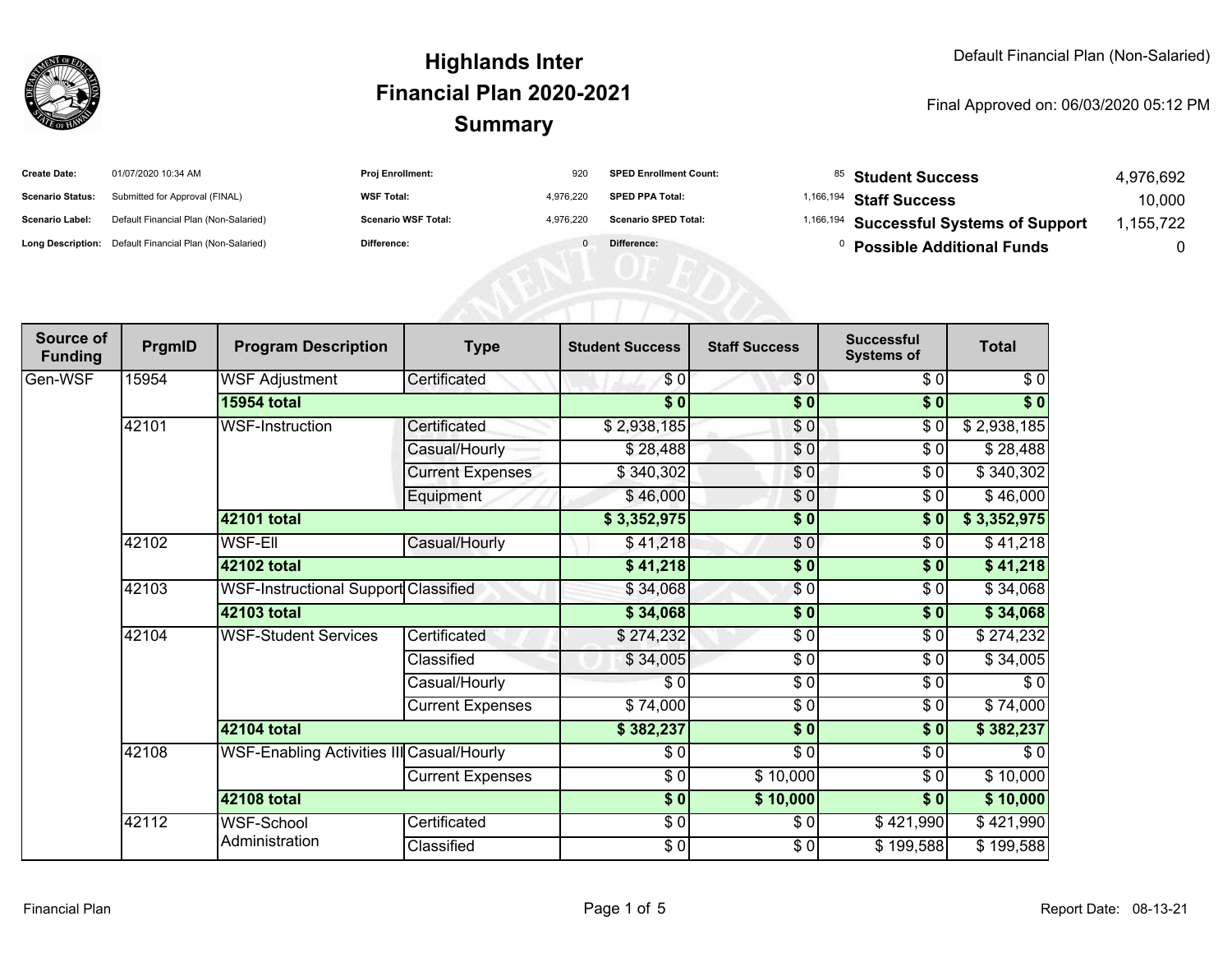# Highlands Inter
## Financial Plan 2020-2021
## Summary

Default Financial Plan (Non-Salaried)

Final Approved on: 06/03/2020 05:12 PM

| | | | | | |
|---|---|---|---|---|---|
| **Create Date:** | 01/07/2020 10:34 AM | **Proj Enrollment:** | 920 | **SPED Enrollment Count:** | 85 |
| **Scenario Status:** | Submitted for Approval (FINAL) | **WSF Total:** | 4,976,220 | **SPED PPA Total:** | 1,166,194 |
| **Scenario Label:** | Default Financial Plan (Non-Salaried) | **Scenario WSF Total:** | 4,976,220 | **Scenario SPED Total:** | 1,166,194 |
| **Long Description:** | Default Financial Plan (Non-Salaried) | **Difference:** | 0 | **Difference:** | 0 |

| | |
|---|---|
| **Student Success** | 4,976,692 |
| **Staff Success** | 10,000 |
| **Successful Systems of Support** | 1,155,722 |
| **Possible Additional Funds** | 0 |

| Source of Funding | PrgmID | Program Description | Type | Student Success | Staff Success | Successful Systems of | Total |
|---|---|---|---|---|---|---|---|
| Gen-WSF | 15954 | WSF Adjustment | Certificated | $ 0 | $ 0 | $ 0 | $ 0 |
| | | **15954 total** | | **$ 0** | **$ 0** | **$ 0** | **$ 0** |
| | 42101 | WSF-Instruction | Certificated | $ 2,938,185 | $ 0 | $ 0 | $ 2,938,185 |
| | | | Casual/Hourly | $ 28,488 | $ 0 | $ 0 | $ 28,488 |
| | | | Current Expenses | $ 340,302 | $ 0 | $ 0 | $ 340,302 |
| | | | Equipment | $ 46,000 | $ 0 | $ 0 | $ 46,000 |
| | | **42101 total** | | **$ 3,352,975** | **$ 0** | **$ 0** | **$ 3,352,975** |
| | 42102 | WSF-Ell | Casual/Hourly | $ 41,218 | $ 0 | $ 0 | $ 41,218 |
| | | **42102 total** | | **$ 41,218** | **$ 0** | **$ 0** | **$ 41,218** |
| | 42103 | WSF-Instructional Support | Classified | $ 34,068 | $ 0 | $ 0 | $ 34,068 |
| | | **42103 total** | | **$ 34,068** | **$ 0** | **$ 0** | **$ 34,068** |
| | 42104 | WSF-Student Services | Certificated | $ 274,232 | $ 0 | $ 0 | $ 274,232 |
| | | | Classified | $ 34,005 | $ 0 | $ 0 | $ 34,005 |
| | | | Casual/Hourly | $ 0 | $ 0 | $ 0 | $ 0 |
| | | | Current Expenses | $ 74,000 | $ 0 | $ 0 | $ 74,000 |
| | | **42104 total** | | **$ 382,237** | **$ 0** | **$ 0** | **$ 382,237** |
| | 42108 | WSF-Enabling Activities III | Casual/Hourly | $ 0 | $ 0 | $ 0 | $ 0 |
| | | | Current Expenses | $ 0 | $ 10,000 | $ 0 | $ 10,000 |
| | | **42108 total** | | **$ 0** | **$ 10,000** | **$ 0** | **$ 10,000** |
| | 42112 | WSF-School Administration | Certificated | $ 0 | $ 0 | $ 421,990 | $ 421,990 |
| | | | Classified | $ 0 | $ 0 | $ 199,588 | $ 199,588 |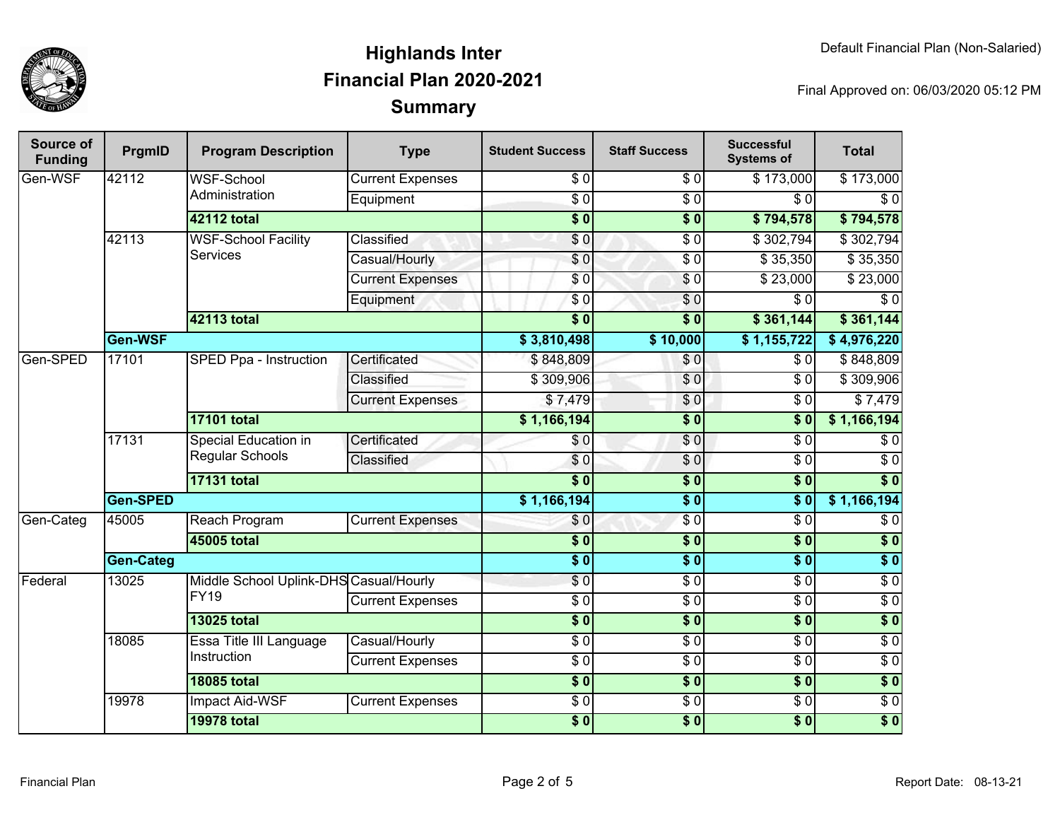# Highlands Inter
# Financial Plan 2020-2021
# Summary

Default Financial Plan (Non-Salaried)

Final Approved on: 06/03/2020 05:12 PM

| Source of Funding | PrgmID | Program Description | Type | Student Success | Staff Success | Successful Systems of | Total |
|---|---|---|---|---|---|---|---|
| Gen-WSF | 42112 | WSF-School Administration | Current Expenses | $ 0 | $ 0 | $ 173,000 | $ 173,000 |
| | | | Equipment | $ 0 | $ 0 | $ 0 | $ 0 |
| | | **42112 total** | | **$ 0** | **$ 0** | **$ 794,578** | **$ 794,578** |
| | 42113 | WSF-School Facility Services | Classified | $ 0 | $ 0 | $ 302,794 | $ 302,794 |
| | | | Casual/Hourly | $ 0 | $ 0 | $ 35,350 | $ 35,350 |
| | | | Current Expenses | $ 0 | $ 0 | $ 23,000 | $ 23,000 |
| | | | Equipment | $ 0 | $ 0 | $ 0 | $ 0 |
| | | **42113 total** | | **$ 0** | **$ 0** | **$ 361,144** | **$ 361,144** |
| | **Gen-WSF** | | | **$ 3,810,498** | **$ 10,000** | **$ 1,155,722** | **$ 4,976,220** |
| Gen-SPED | 17101 | SPED Ppa - Instruction | Certificated | $ 848,809 | $ 0 | $ 0 | $ 848,809 |
| | | | Classified | $ 309,906 | $ 0 | $ 0 | $ 309,906 |
| | | | Current Expenses | $ 7,479 | $ 0 | $ 0 | $ 7,479 |
| | | **17101 total** | | **$ 1,166,194** | **$ 0** | **$ 0** | **$ 1,166,194** |
| | 17131 | Special Education in Regular Schools | Certificated | $ 0 | $ 0 | $ 0 | $ 0 |
| | | | Classified | $ 0 | $ 0 | $ 0 | $ 0 |
| | | **17131 total** | | **$ 0** | **$ 0** | **$ 0** | **$ 0** |
| | **Gen-SPED** | | | **$ 1,166,194** | **$ 0** | **$ 0** | **$ 1,166,194** |
| Gen-Categ | 45005 | Reach Program | Current Expenses | $ 0 | $ 0 | $ 0 | $ 0 |
| | | **45005 total** | | **$ 0** | **$ 0** | **$ 0** | **$ 0** |
| | **Gen-Categ** | | | **$ 0** | **$ 0** | **$ 0** | **$ 0** |
| Federal | 13025 | Middle School Uplink-DHS FY19 | Casual/Hourly | $ 0 | $ 0 | $ 0 | $ 0 |
| | | | Current Expenses | $ 0 | $ 0 | $ 0 | $ 0 |
| | | **13025 total** | | **$ 0** | **$ 0** | **$ 0** | **$ 0** |
| | 18085 | Essa Title III Language Instruction | Casual/Hourly | $ 0 | $ 0 | $ 0 | $ 0 |
| | | | Current Expenses | $ 0 | $ 0 | $ 0 | $ 0 |
| | | **18085 total** | | **$ 0** | **$ 0** | **$ 0** | **$ 0** |
| | 19978 | Impact Aid-WSF | Current Expenses | $ 0 | $ 0 | $ 0 | $ 0 |
| | | **19978 total** | | **$ 0** | **$ 0** | **$ 0** | **$ 0** |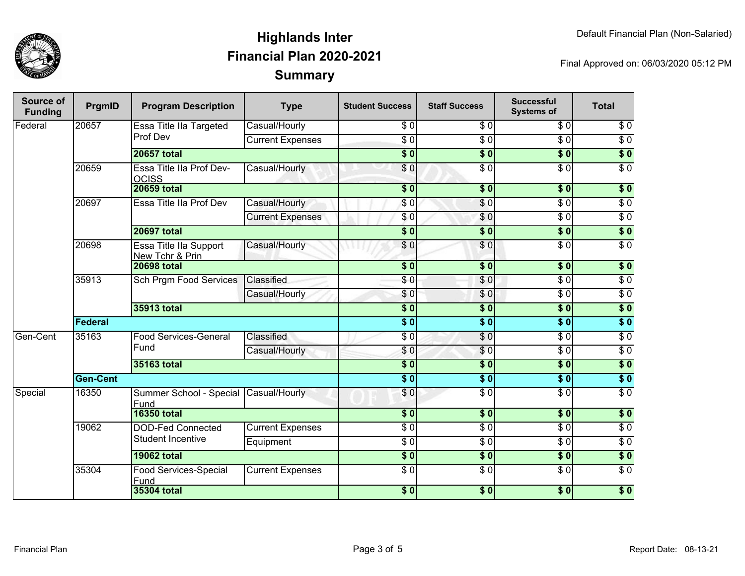# Highlands Inter
## Financial Plan 2020-2021
## Summary

Default Financial Plan (Non-Salaried)

Final Approved on: 06/03/2020 05:12 PM

| Source of Funding | PrgmID | Program Description | Type | Student Success | Staff Success | Successful Systems of | Total |
|---|---|---|---|---|---|---|---|
| Federal | 20657 | Essa Title IIa Targeted Prof Dev | Casual/Hourly | $ 0 | $ 0 | $ 0 | $ 0 |
| | | | Current Expenses | $ 0 | $ 0 | $ 0 | $ 0 |
| | | **20657 total** | | **$ 0** | **$ 0** | **$ 0** | **$ 0** |
| | 20659 | Essa Title IIa Prof Dev-OCISS | Casual/Hourly | $ 0 | $ 0 | $ 0 | $ 0 |
| | | **20659 total** | | **$ 0** | **$ 0** | **$ 0** | **$ 0** |
| | 20697 | Essa Title IIa Prof Dev | Casual/Hourly | $ 0 | $ 0 | $ 0 | $ 0 |
| | | | Current Expenses | $ 0 | $ 0 | $ 0 | $ 0 |
| | | **20697 total** | | **$ 0** | **$ 0** | **$ 0** | **$ 0** |
| | 20698 | Essa Title IIa Support New Tchr & Prin | Casual/Hourly | $ 0 | $ 0 | $ 0 | $ 0 |
| | | **20698 total** | | **$ 0** | **$ 0** | **$ 0** | **$ 0** |
| | 35913 | Sch Prgm Food Services | Classified | $ 0 | $ 0 | $ 0 | $ 0 |
| | | | Casual/Hourly | $ 0 | $ 0 | $ 0 | $ 0 |
| | | **35913 total** | | **$ 0** | **$ 0** | **$ 0** | **$ 0** |
| | **Federal** | | | **$ 0** | **$ 0** | **$ 0** | **$ 0** |
| Gen-Cent | 35163 | Food Services-General Fund | Classified | $ 0 | $ 0 | $ 0 | $ 0 |
| | | | Casual/Hourly | $ 0 | $ 0 | $ 0 | $ 0 |
| | | **35163 total** | | **$ 0** | **$ 0** | **$ 0** | **$ 0** |
| | **Gen-Cent** | | | **$ 0** | **$ 0** | **$ 0** | **$ 0** |
| Special | 16350 | Summer School - Special Fund | Casual/Hourly | $ 0 | $ 0 | $ 0 | $ 0 |
| | | **16350 total** | | **$ 0** | **$ 0** | **$ 0** | **$ 0** |
| | 19062 | DOD-Fed Connected Student Incentive | Current Expenses | $ 0 | $ 0 | $ 0 | $ 0 |
| | | | Equipment | $ 0 | $ 0 | $ 0 | $ 0 |
| | | **19062 total** | | **$ 0** | **$ 0** | **$ 0** | **$ 0** |
| | 35304 | Food Services-Special Fund | Current Expenses | $ 0 | $ 0 | $ 0 | $ 0 |
| | | **35304 total** | | **$ 0** | **$ 0** | **$ 0** | **$ 0** |

Financial Plan

Report Date: 08-13-21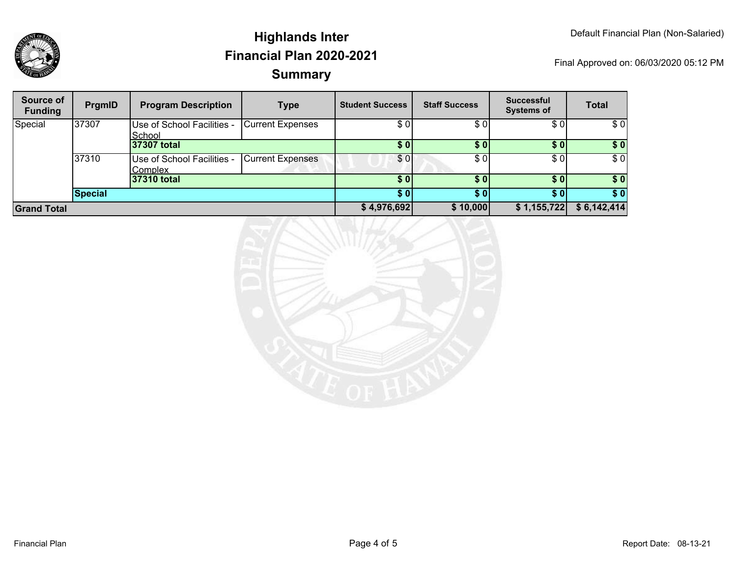# Highlands Inter
## Financial Plan 2020-2021
## Summary

Default Financial Plan (Non-Salaried)

Final Approved on: 06/03/2020 05:12 PM

| Source of Funding | PrgmID | Program Description | Type | Student Success | Staff Success | Successful Systems of | Total |
|---|---|---|---|---|---|---|---|
| Special | 37307 | Use of School Facilities - School | Current Expenses | $ 0 | $ 0 | $ 0 | $ 0 |
| | | **37307 total** | | **$ 0** | **$ 0** | **$ 0** | **$ 0** |
| | 37310 | Use of School Facilities - Complex | Current Expenses | $ 0 | $ 0 | $ 0 | $ 0 |
| | | **37310 total** | | **$ 0** | **$ 0** | **$ 0** | **$ 0** |
| | **Special** | | | **$ 0** | **$ 0** | **$ 0** | **$ 0** |
| **Grand Total** | | | | **$ 4,976,692** | **$ 10,000** | **$ 1,155,722** | **$ 6,142,414** |

Report Date: 08-13-21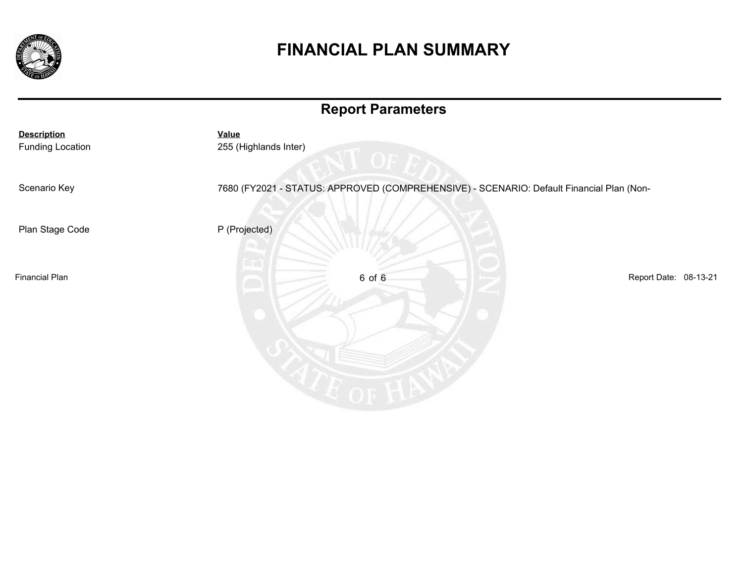# FINANCIAL PLAN SUMMARY

## Report Parameters

| Description | Value |
|---|---|
| Funding Location | 255 (Highlands Inter) |
| Scenario Key | 7680 (FY2021 - STATUS: APPROVED (COMPREHENSIVE) - SCENARIO: Default Financial Plan (Non- |
| Plan Stage Code | P (Projected) |